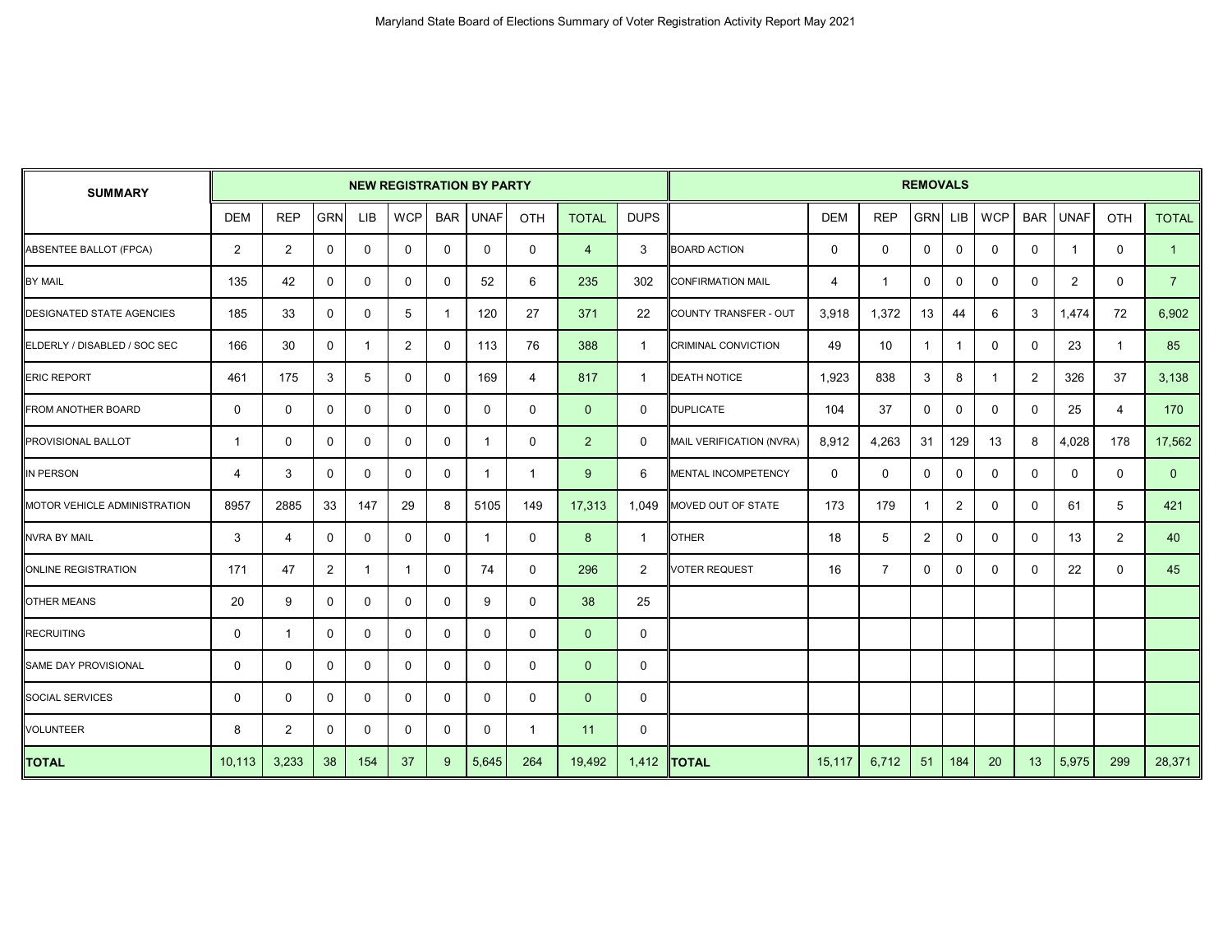# Maryland State Board of Elections Summary of Voter Registration Activity Report May 2021

| SUMMARY | NEW REGISTRATION BY PARTY | | | | | | | | | | REMOVALS | | | | | | | | | |
|---|---|---|---|---|---|---|---|---|---|---|---|---|---|---|---|---|---|---|---|---|
| | DEM | REP | GRN | LIB | WCP | BAR | UNAF | OTH | TOTAL | DUPS | | DEM | REP | GRN | LIB | WCP | BAR | UNAF | OTH | TOTAL |
| ABSENTEE BALLOT (FPCA) | 2 | 2 | 0 | 0 | 0 | 0 | 0 | 0 | 4 | 3 | BOARD ACTION | 0 | 0 | 0 | 0 | 0 | 0 | 1 | 0 | 1 |
| BY MAIL | 135 | 42 | 0 | 0 | 0 | 0 | 52 | 6 | 235 | 302 | CONFIRMATION MAIL | 4 | 1 | 0 | 0 | 0 | 0 | 2 | 0 | 7 |
| DESIGNATED STATE AGENCIES | 185 | 33 | 0 | 0 | 5 | 1 | 120 | 27 | 371 | 22 | COUNTY TRANSFER - OUT | 3,918 | 1,372 | 13 | 44 | 6 | 3 | 1,474 | 72 | 6,902 |
| ELDERLY / DISABLED / SOC SEC | 166 | 30 | 0 | 1 | 2 | 0 | 113 | 76 | 388 | 1 | CRIMINAL CONVICTION | 49 | 10 | 1 | 1 | 0 | 0 | 23 | 1 | 85 |
| ERIC REPORT | 461 | 175 | 3 | 5 | 0 | 0 | 169 | 4 | 817 | 1 | DEATH NOTICE | 1,923 | 838 | 3 | 8 | 1 | 2 | 326 | 37 | 3,138 |
| FROM ANOTHER BOARD | 0 | 0 | 0 | 0 | 0 | 0 | 0 | 0 | 0 | 0 | DUPLICATE | 104 | 37 | 0 | 0 | 0 | 0 | 25 | 4 | 170 |
| PROVISIONAL BALLOT | 1 | 0 | 0 | 0 | 0 | 0 | 1 | 0 | 2 | 0 | MAIL VERIFICATION (NVRA) | 8,912 | 4,263 | 31 | 129 | 13 | 8 | 4,028 | 178 | 17,562 |
| IN PERSON | 4 | 3 | 0 | 0 | 0 | 0 | 1 | 1 | 9 | 6 | MENTAL INCOMPETENCY | 0 | 0 | 0 | 0 | 0 | 0 | 0 | 0 | 0 |
| MOTOR VEHICLE ADMINISTRATION | 8957 | 2885 | 33 | 147 | 29 | 8 | 5105 | 149 | 17,313 | 1,049 | MOVED OUT OF STATE | 173 | 179 | 1 | 2 | 0 | 0 | 61 | 5 | 421 |
| NVRA BY MAIL | 3 | 4 | 0 | 0 | 0 | 0 | 1 | 0 | 8 | 1 | OTHER | 18 | 5 | 2 | 0 | 0 | 0 | 13 | 2 | 40 |
| ONLINE REGISTRATION | 171 | 47 | 2 | 1 | 1 | 0 | 74 | 0 | 296 | 2 | VOTER REQUEST | 16 | 7 | 0 | 0 | 0 | 0 | 22 | 0 | 45 |
| OTHER MEANS | 20 | 9 | 0 | 0 | 0 | 0 | 9 | 0 | 38 | 25 | | | | | | | | | | |
| RECRUITING | 0 | 1 | 0 | 0 | 0 | 0 | 0 | 0 | 0 | 0 | | | | | | | | | | |
| SAME DAY PROVISIONAL | 0 | 0 | 0 | 0 | 0 | 0 | 0 | 0 | 0 | 0 | | | | | | | | | | |
| SOCIAL SERVICES | 0 | 0 | 0 | 0 | 0 | 0 | 0 | 0 | 0 | 0 | | | | | | | | | | |
| VOLUNTEER | 8 | 2 | 0 | 0 | 0 | 0 | 0 | 1 | 11 | 0 | | | | | | | | | | |
| **TOTAL** | 10,113 | 3,233 | 38 | 154 | 37 | 9 | 5,645 | 264 | 19,492 | 1,412 | **TOTAL** | 15,117 | 6,712 | 51 | 184 | 20 | 13 | 5,975 | 299 | 28,371 |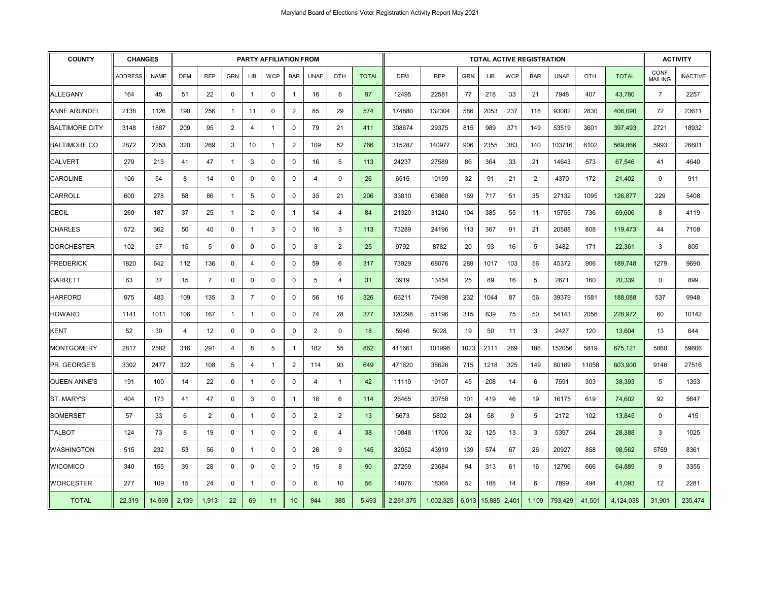Maryland Board of Elections Voter Registration Activity Report May 2021

| COUNTY | CHANGES | | PARTY AFFILIATION FROM | | | | | | | | | | TOTAL ACTIVE REGISTRATION | | | | | | | | | ACTIVITY | |
|---|---|---|---|---|---|---|---|---|---|---|---|---|---|---|---|---|---|---|---|---|---|---|
| | ADDRESS | NAME | DEM | REP | GRN | LIB | WCP | BAR | UNAF | OTH | TOTAL | DEM | REP | GRN | LIB | WCP | BAR | UNAF | OTH | TOTAL | CONF MAILING | INACTIVE |
| ALLEGANY | 164 | 45 | 51 | 22 | 0 | 1 | 0 | 1 | 16 | 6 | 97 | 12495 | 22581 | 77 | 218 | 33 | 21 | 7948 | 407 | 43,780 | 7 | 2257 |
| ANNE ARUNDEL | 2138 | 1126 | 190 | 256 | 1 | 11 | 0 | 2 | 85 | 29 | 574 | 174880 | 132304 | 586 | 2053 | 237 | 118 | 93082 | 2830 | 406,090 | 72 | 23611 |
| BALTIMORE CITY | 3148 | 1887 | 209 | 95 | 2 | 4 | 1 | 0 | 79 | 21 | 411 | 308674 | 29375 | 815 | 989 | 371 | 149 | 53519 | 3601 | 397,493 | 2721 | 18932 |
| BALTIMORE CO. | 2872 | 2253 | 320 | 269 | 3 | 10 | 1 | 2 | 109 | 52 | 766 | 315287 | 140977 | 906 | 2355 | 383 | 140 | 103716 | 6102 | 569,866 | 5993 | 26601 |
| CALVERT | 279 | 213 | 41 | 47 | 1 | 3 | 0 | 0 | 16 | 5 | 113 | 24237 | 27589 | 86 | 364 | 33 | 21 | 14643 | 573 | 67,546 | 41 | 4640 |
| CAROLINE | 106 | 54 | 8 | 14 | 0 | 0 | 0 | 0 | 4 | 0 | 26 | 6515 | 10199 | 32 | 91 | 21 | 2 | 4370 | 172 | 21,402 | 0 | 911 |
| CARROLL | 600 | 278 | 58 | 86 | 1 | 5 | 0 | 0 | 35 | 21 | 206 | 33810 | 63868 | 169 | 717 | 51 | 35 | 27132 | 1095 | 126,877 | 229 | 5408 |
| CECIL | 260 | 187 | 37 | 25 | 1 | 2 | 0 | 1 | 14 | 4 | 84 | 21320 | 31240 | 104 | 385 | 55 | 11 | 15755 | 736 | 69,606 | 8 | 4119 |
| CHARLES | 572 | 362 | 50 | 40 | 0 | 1 | 3 | 0 | 16 | 3 | 113 | 73289 | 24196 | 113 | 367 | 91 | 21 | 20588 | 808 | 119,473 | 44 | 7108 |
| DORCHESTER | 102 | 57 | 15 | 5 | 0 | 0 | 0 | 0 | 3 | 2 | 25 | 9792 | 8782 | 20 | 93 | 16 | 5 | 3482 | 171 | 22,361 | 3 | 805 |
| FREDERICK | 1820 | 642 | 112 | 136 | 0 | 4 | 0 | 0 | 59 | 6 | 317 | 73929 | 68076 | 289 | 1017 | 103 | 56 | 45372 | 906 | 189,748 | 1279 | 9690 |
| GARRETT | 63 | 37 | 15 | 7 | 0 | 0 | 0 | 0 | 5 | 4 | 31 | 3919 | 13454 | 25 | 89 | 16 | 5 | 2671 | 160 | 20,339 | 0 | 899 |
| HARFORD | 975 | 483 | 109 | 135 | 3 | 7 | 0 | 0 | 56 | 16 | 326 | 66211 | 79498 | 232 | 1044 | 87 | 56 | 39379 | 1581 | 188,088 | 537 | 9948 |
| HOWARD | 1141 | 1011 | 106 | 167 | 1 | 1 | 0 | 0 | 74 | 28 | 377 | 120298 | 51196 | 315 | 839 | 75 | 50 | 54143 | 2056 | 228,972 | 60 | 10142 |
| KENT | 52 | 30 | 4 | 12 | 0 | 0 | 0 | 0 | 2 | 0 | 18 | 5946 | 5028 | 19 | 50 | 11 | 3 | 2427 | 120 | 13,604 | 13 | 644 |
| MONTGOMERY | 2817 | 2582 | 316 | 291 | 4 | 8 | 5 | 1 | 182 | 55 | 862 | 411661 | 101996 | 1023 | 2111 | 269 | 186 | 152056 | 5819 | 675,121 | 5868 | 59806 |
| PR. GEORGE'S | 3302 | 2477 | 322 | 108 | 5 | 4 | 1 | 2 | 114 | 93 | 649 | 471620 | 38626 | 715 | 1218 | 325 | 149 | 80189 | 11058 | 603,900 | 9146 | 27516 |
| QUEEN ANNE'S | 191 | 100 | 14 | 22 | 0 | 1 | 0 | 0 | 4 | 1 | 42 | 11119 | 19107 | 45 | 208 | 14 | 6 | 7591 | 303 | 38,393 | 5 | 1353 |
| ST. MARY'S | 404 | 173 | 41 | 47 | 0 | 3 | 0 | 1 | 16 | 6 | 114 | 26465 | 30758 | 101 | 419 | 46 | 19 | 16175 | 619 | 74,602 | 92 | 5647 |
| SOMERSET | 57 | 33 | 6 | 2 | 0 | 1 | 0 | 0 | 2 | 2 | 13 | 5673 | 5802 | 24 | 58 | 9 | 5 | 2172 | 102 | 13,845 | 0 | 415 |
| TALBOT | 124 | 73 | 8 | 19 | 0 | 1 | 0 | 0 | 6 | 4 | 38 | 10848 | 11706 | 32 | 125 | 13 | 3 | 5397 | 264 | 28,388 | 3 | 1025 |
| WASHINGTON | 515 | 232 | 53 | 56 | 0 | 1 | 0 | 0 | 26 | 9 | 145 | 32052 | 43919 | 139 | 574 | 67 | 26 | 20927 | 858 | 98,562 | 5759 | 8361 |
| WICOMICO | 340 | 155 | 39 | 28 | 0 | 0 | 0 | 0 | 15 | 8 | 90 | 27259 | 23684 | 94 | 313 | 61 | 16 | 12796 | 666 | 64,889 | 9 | 3355 |
| WORCESTER | 277 | 109 | 15 | 24 | 0 | 1 | 0 | 0 | 6 | 10 | 56 | 14076 | 18364 | 52 | 188 | 14 | 6 | 7899 | 494 | 41,093 | 12 | 2281 |
| TOTAL | 22,319 | 14,599 | 2,139 | 1,913 | 22 | 69 | 11 | 10 | 944 | 385 | 5,493 | 2,261,375 | 1,002,325 | 6,013 | 15,885 | 2,401 | 1,109 | 793,429 | 41,501 | 4,124,038 | 31,901 | 235,474 |